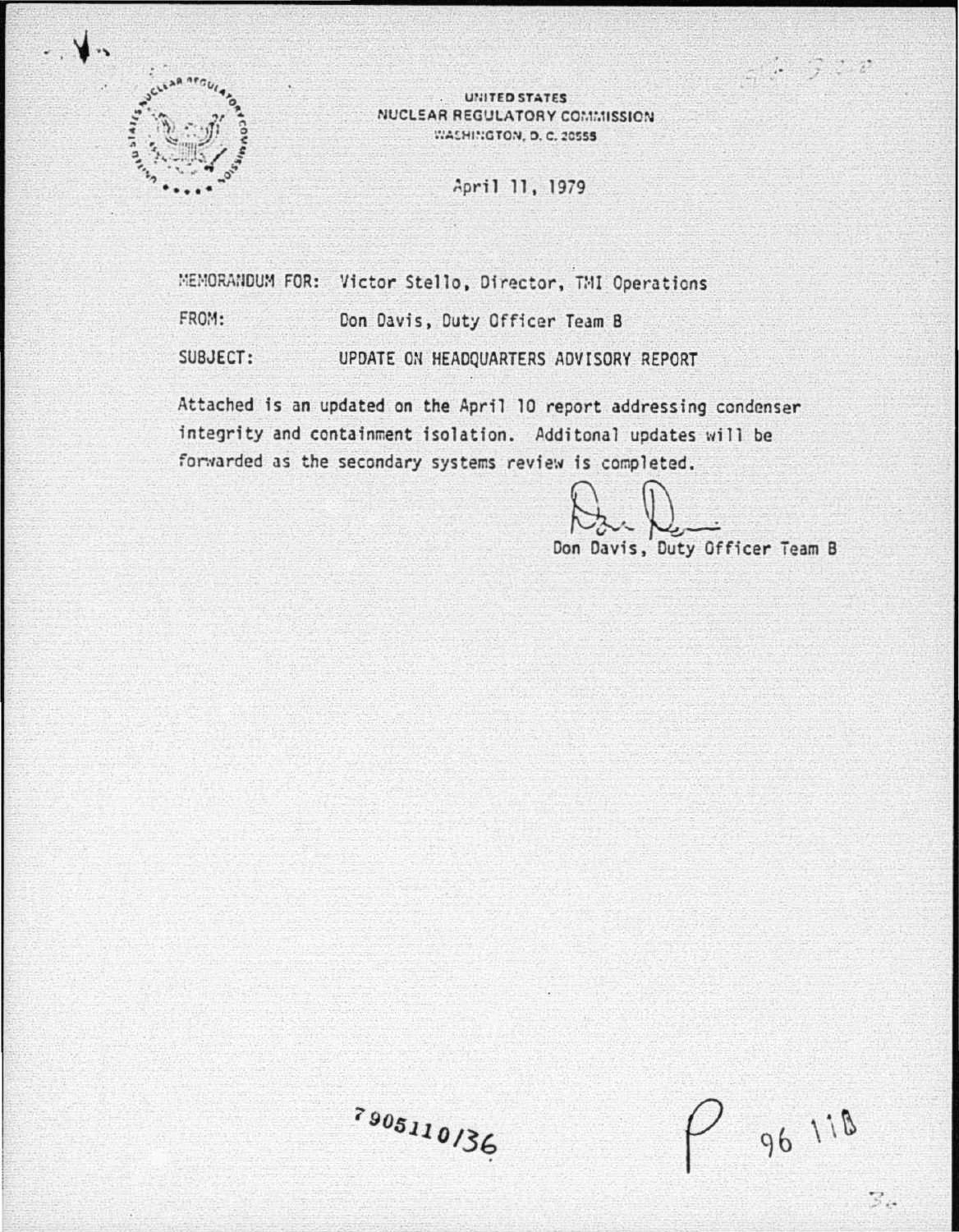UNITED STATES
NUCLEAR REGULATORY COMMISSION
WASHINGTON, D. C. 20555

April 11, 1979

MEMORANDUM FOR: Victor Stello, Director, TMI Operations

FROM: Don Davis, Duty Officer Team B

SUBJECT: UPDATE ON HEADQUARTERS ADVISORY REPORT

Attached is an updated on the April 10 report addressing condenser integrity and containment isolation. Additonal updates will be forwarded as the secondary systems review is completed.

Don Davis, Duty Officer Team B

7905110136

P 96 118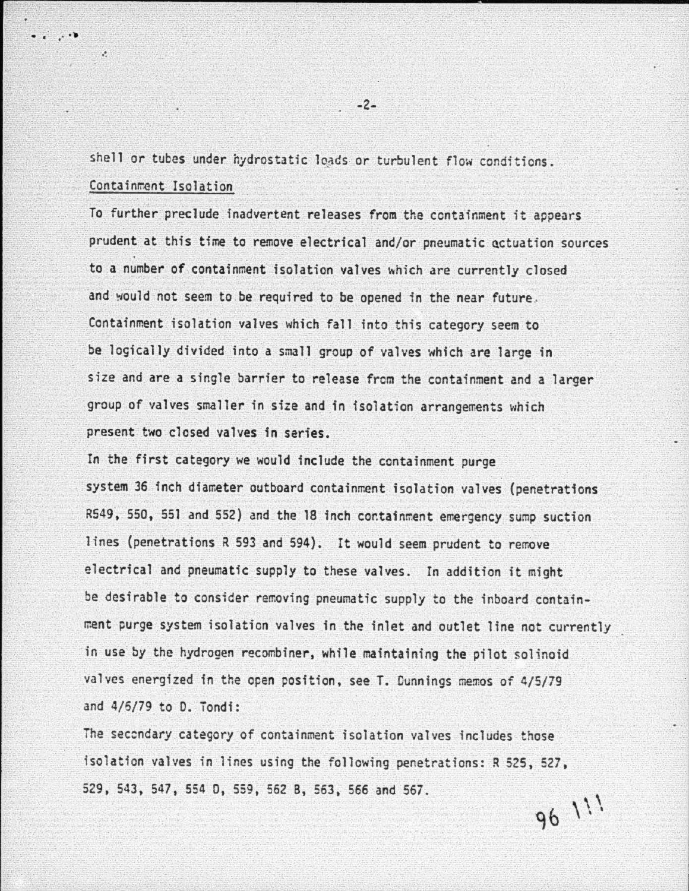shell or tubes under hydrostatic loads or turbulent flow conditions.

## Containment Isolation

To further preclude inadvertent releases from the containment it appears prudent at this time to remove electrical and/or pneumatic actuation sources to a number of containment isolation valves which are currently closed and would not seem to be required to be opened in the near future. Containment isolation valves which fall into this category seem to be logically divided into a small group of valves which are large in size and are a single barrier to release from the containment and a larger group of valves smaller in size and in isolation arrangements which present two closed valves in series.

In the first category we would include the containment purge system 36 inch diameter outboard containment isolation valves (penetrations R549, 550, 551 and 552) and the 18 inch containment emergency sump suction lines (penetrations R 593 and 594). It would seem prudent to remove electrical and pneumatic supply to these valves. In addition it might be desirable to consider removing pneumatic supply to the inboard containment purge system isolation valves in the inlet and outlet line not currently in use by the hydrogen recombiner, while maintaining the pilot solinoid valves energized in the open position, see T. Dunnings memos of 4/5/79 and 4/6/79 to D. Tondi:

The secondary category of containment isolation valves includes those isolation valves in lines using the following penetrations: R 525, 527, 529, 543, 547, 554 D, 559, 562 B, 563, 566 and 567.

96 111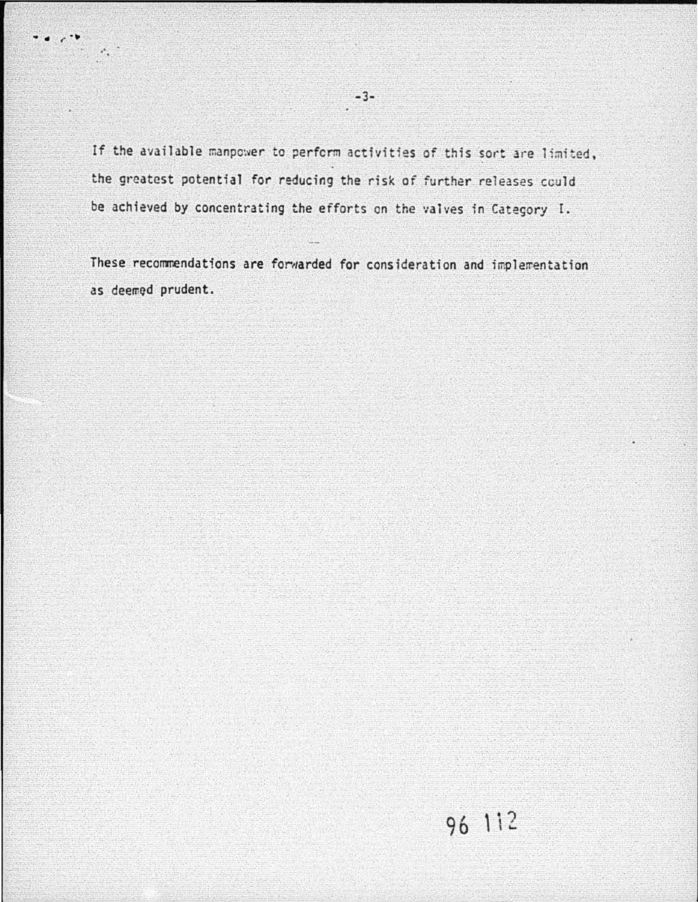If the available manpower to perform activities of this sort are limited, the greatest potential for reducing the risk of further releases could be achieved by concentrating the efforts on the valves in Category I.

These recommendations are forwarded for consideration and implementation as deemed prudent.

96 112